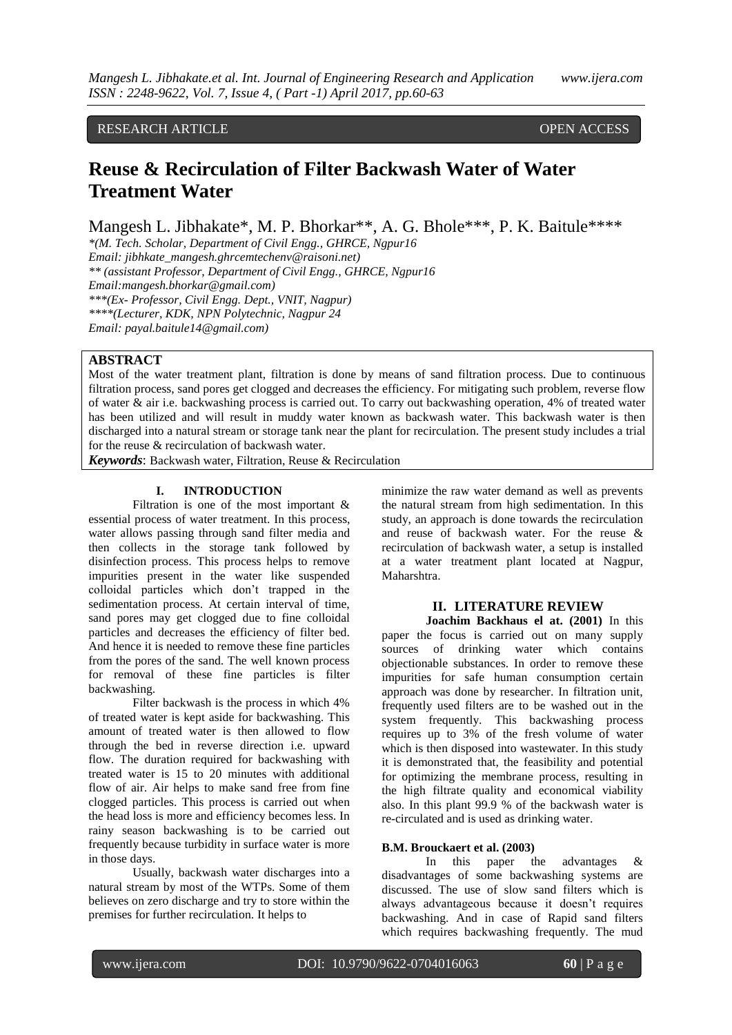RESEARCH ARTICLE OPEN ACCESS

# Reuse & Recirculation of Filter Backwash Water of Water Treatment Water

Mangesh L. Jibhakate*, M. P. Bhorkar**, A. G. Bhole***, P. K. Baitule****

*(M. Tech. Scholar, Department of Civil Engg., GHRCE, Ngpur16
Email: jibhkate_mangesh.ghrcemtechenv@raisoni.net)
** (assistant Professor, Department of Civil Engg., GHRCE, Ngpur16
Email:mangesh.bhorkar@gmail.com)
***(Ex- Professor, Civil Engg. Dept., VNIT, Nagpur)
****(Lecturer, KDK, NPN Polytechnic, Nagpur 24
Email: payal.baitule14@gmail.com)

## ABSTRACT

Most of the water treatment plant, filtration is done by means of sand filtration process. Due to continuous filtration process, sand pores get clogged and decreases the efficiency. For mitigating such problem, reverse flow of water & air i.e. backwashing process is carried out. To carry out backwashing operation, 4% of treated water has been utilized and will result in muddy water known as backwash water. This backwash water is then discharged into a natural stream or storage tank near the plant for recirculation. The present study includes a trial for the reuse & recirculation of backwash water.

***Keywords***: Backwash water, Filtration, Reuse & Recirculation

## I. INTRODUCTION

Filtration is one of the most important & essential process of water treatment. In this process, water allows passing through sand filter media and then collects in the storage tank followed by disinfection process. This process helps to remove impurities present in the water like suspended colloidal particles which don't trapped in the sedimentation process. At certain interval of time, sand pores may get clogged due to fine colloidal particles and decreases the efficiency of filter bed. And hence it is needed to remove these fine particles from the pores of the sand. The well known process for removal of these fine particles is filter backwashing.

Filter backwash is the process in which 4% of treated water is kept aside for backwashing. This amount of treated water is then allowed to flow through the bed in reverse direction i.e. upward flow. The duration required for backwashing with treated water is 15 to 20 minutes with additional flow of air. Air helps to make sand free from fine clogged particles. This process is carried out when the head loss is more and efficiency becomes less. In rainy season backwashing is to be carried out frequently because turbidity in surface water is more in those days.

Usually, backwash water discharges into a natural stream by most of the WTPs. Some of them believes on zero discharge and try to store within the premises for further recirculation. It helps to minimize the raw water demand as well as prevents the natural stream from high sedimentation. In this study, an approach is done towards the recirculation and reuse of backwash water. For the reuse & recirculation of backwash water, a setup is installed at a water treatment plant located at Nagpur, Maharshtra.

## II. LITERATURE REVIEW

**Joachim Backhaus el at. (2001)** In this paper the focus is carried out on many supply sources of drinking water which contains objectionable substances. In order to remove these impurities for safe human consumption certain approach was done by researcher. In filtration unit, frequently used filters are to be washed out in the system frequently. This backwashing process requires up to 3% of the fresh volume of water which is then disposed into wastewater. In this study it is demonstrated that, the feasibility and potential for optimizing the membrane process, resulting in the high filtrate quality and economical viability also. In this plant 99.9 % of the backwash water is re-circulated and is used as drinking water.

**B.M. Brouckaert et al. (2003)**

In this paper the advantages & disadvantages of some backwashing systems are discussed. The use of slow sand filters which is always advantageous because it doesn't requires backwashing. And in case of Rapid sand filters which requires backwashing frequently. The mud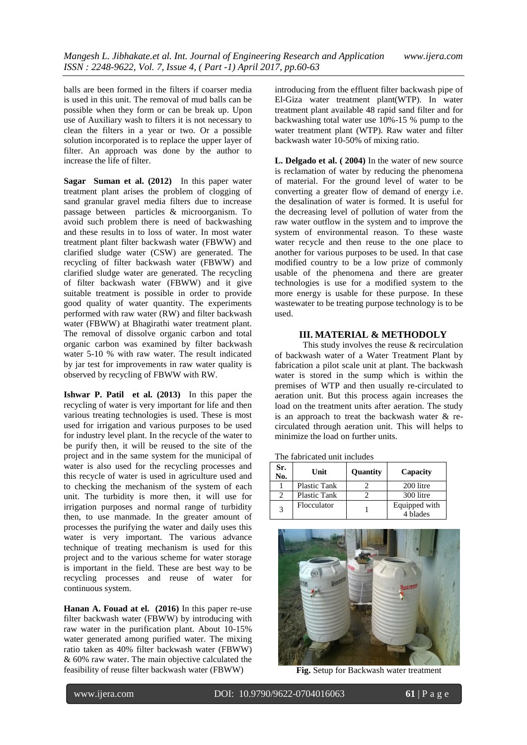balls are been formed in the filters if coarser media is used in this unit. The removal of mud balls can be possible when they form or can be break up. Upon use of Auxiliary wash to filters it is not necessary to clean the filters in a year or two. Or a possible solution incorporated is to replace the upper layer of filter. An approach was done by the author to increase the life of filter.

**Sagar Suman et al. (2012)** In this paper water treatment plant arises the problem of clogging of sand granular gravel media filters due to increase passage between particles & microorganism. To avoid such problem there is need of backwashing and these results in to loss of water. In most water treatment plant filter backwash water (FBWW) and clarified sludge water (CSW) are generated. The recycling of filter backwash water (FBWW) and clarified sludge water are generated. The recycling of filter backwash water (FBWW) and it give suitable treatment is possible in order to provide good quality of water quantity. The experiments performed with raw water (RW) and filter backwash water (FBWW) at Bhagirathi water treatment plant. The removal of dissolve organic carbon and total organic carbon was examined by filter backwash water 5-10 % with raw water. The result indicated by jar test for improvements in raw water quality is observed by recycling of FBWW with RW.

**Ishwar P. Patil et al. (2013)** In this paper the recycling of water is very important for life and then various treating technologies is used. These is most used for irrigation and various purposes to be used for industry level plant. In the recycle of the water to be purify then, it will be reused to the site of the project and in the same system for the municipal of water is also used for the recycling processes and this recycle of water is used in agriculture used and to checking the mechanism of the system of each unit. The turbidity is more then, it will use for irrigation purposes and normal range of turbidity then, to use manmade. In the greater amount of processes the purifying the water and daily uses this water is very important. The various advance technique of treating mechanism is used for this project and to the various scheme for water storage is important in the field. These are best way to be recycling processes and reuse of water for continuous system.

**Hanan A. Fouad at el. (2016)** In this paper re-use filter backwash water (FBWW) by introducing with raw water in the purification plant. About 10-15% water generated among purified water. The mixing ratio taken as 40% filter backwash water (FBWW) & 60% raw water. The main objective calculated the feasibility of reuse filter backwash water (FBWW) introducing from the effluent filter backwash pipe of El-Giza water treatment plant(WTP). In water treatment plant available 48 rapid sand filter and for backwashing total water use 10%-15 % pump to the water treatment plant (WTP). Raw water and filter backwash water 10-50% of mixing ratio.

**L. Delgado et al. ( 2004)** In the water of new source is reclamation of water by reducing the phenomena of material. For the ground level of water to be converting a greater flow of demand of energy i.e. the desalination of water is formed. It is useful for the decreasing level of pollution of water from the raw water outflow in the system and to improve the system of environmental reason. To these waste water recycle and then reuse to the one place to another for various purposes to be used. In that case modified country to be a low prize of commonly usable of the phenomena and there are greater technologies is use for a modified system to the more energy is usable for these purpose. In these wastewater to be treating purpose technology is to be used.

## III. MATERIAL & METHODOLY

This study involves the reuse & recirculation of backwash water of a Water Treatment Plant by fabrication a pilot scale unit at plant. The backwash water is stored in the sump which is within the premises of WTP and then usually re-circulated to aeration unit. But this process again increases the load on the treatment units after aeration. The study is an approach to treat the backwash water & re-circulated through aeration unit. This will helps to minimize the load on further units.

The fabricated unit includes

| Sr. No. | Unit | Quantity | Capacity |
|---|---|---|---|
| 1 | Plastic Tank | 2 | 200 litre |
| 2 | Plastic Tank | 2 | 300 litre |
| 3 | Flocculator | 1 | Equipped with 4 blades |

**Fig.** Setup for Backwash water treatment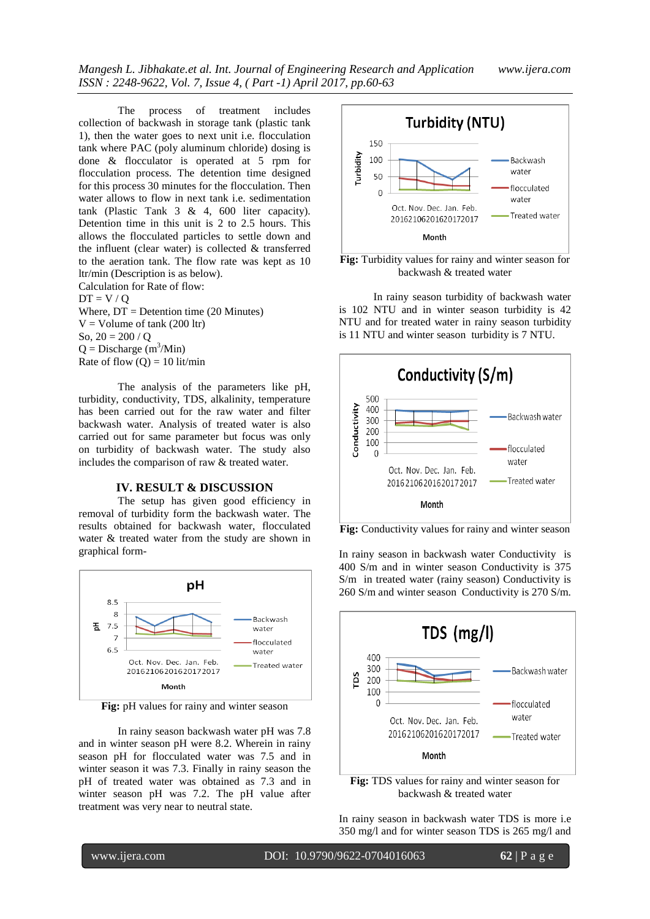The process of treatment includes collection of backwash in storage tank (plastic tank 1), then the water goes to next unit i.e. flocculation tank where PAC (poly aluminum chloride) dosing is done & flocculator is operated at 5 rpm for flocculation process. The detention time designed for this process 30 minutes for the flocculation. Then water allows to flow in next tank i.e. sedimentation tank (Plastic Tank 3 & 4, 600 liter capacity). Detention time in this unit is 2 to 2.5 hours. This allows the flocculated particles to settle down and the influent (clear water) is collected & transferred to the aeration tank. The flow rate was kept as 10 ltr/min (Description is as below).

Calculation for Rate of flow:

DT = V / Q

Where, DT = Detention time (20 Minutes)

V = Volume of tank (200 ltr)

So, 20 = 200 / Q

Q = Discharge ($m^3$/Min)

Rate of flow (Q) = 10 lit/min

The analysis of the parameters like pH, turbidity, conductivity, TDS, alkalinity, temperature has been carried out for the raw and filter backwash water. Analysis of treated water is also carried out for same parameter but focus was only on turbidity of backwash water. The study also includes the comparison of raw & treated water.

## IV. RESULT & DISCUSSION

The setup has given good efficiency in removal of turbidity form the backwash water. The results obtained for backwash water, flocculated water & treated water from the study are shown in graphical form-

**Fig:** pH values for rainy and winter season

In rainy season backwash water pH was 7.8 and in winter season pH were 8.2. Wherein in rainy season pH for flocculated water was 7.5 and in winter season it was 7.3. Finally in rainy season the pH of treated water was obtained as 7.3 and in winter season pH was 7.2. The pH value after treatment was very near to neutral state.

**Fig:** Turbidity values for rainy and winter season for backwash & treated water

In rainy season turbidity of backwash water is 102 NTU and in winter season turbidity is 42 NTU and for treated water in rainy season turbidity is 11 NTU and winter season turbidity is 7 NTU.

**Fig:** Conductivity values for rainy and winter season

In rainy season in backwash water Conductivity is 400 S/m and in winter season Conductivity is 375 S/m in treated water (rainy season) Conductivity is 260 S/m and winter season Conductivity is 270 S/m.

**Fig:** TDS values for rainy and winter season for backwash & treated water

In rainy season in backwash water TDS is more i.e 350 mg/l and for winter season TDS is 265 mg/l and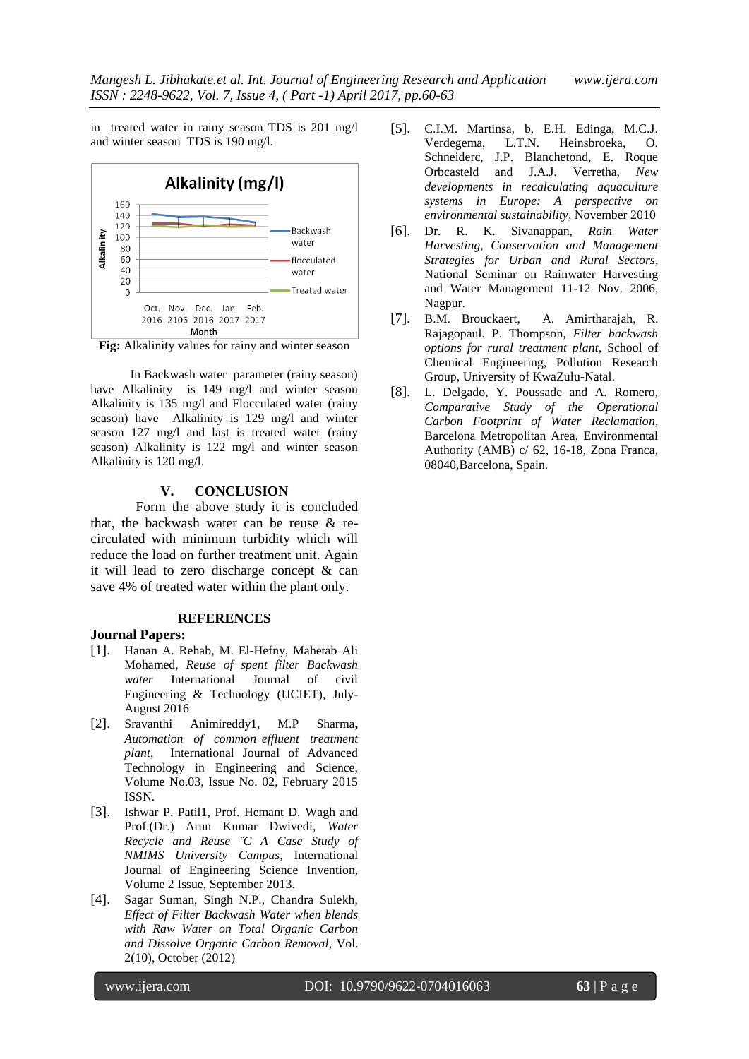in treated water in rainy season TDS is 201 mg/l and winter season TDS is 190 mg/l.

Alkalinity (mg/l)

160
140
120
100
80
60
40
20
0

Alkalin ity

Oct. 2016 Nov. 2106 Dec. 2016 Jan. 2017 Feb. 2017

Month

Backwash water
flocculated water
Treated water

**Fig:** Alkalinity values for rainy and winter season

In Backwash water parameter (rainy season) have Alkalinity is 149 mg/l and winter season Alkalinity is 135 mg/l and Flocculated water (rainy season) have Alkalinity is 129 mg/l and winter season 127 mg/l and last is treated water (rainy season) Alkalinity is 122 mg/l and winter season Alkalinity is 120 mg/l.

## V. CONCLUSION

Form the above study it is concluded that, the backwash water can be reuse & re-circulated with minimum turbidity which will reduce the load on further treatment unit. Again it will lead to zero discharge concept & can save 4% of treated water within the plant only.

## REFERENCES

### Journal Papers:

[1]. Hanan A. Rehab, M. El-Hefny, Mahetab Ali Mohamed, *Reuse of spent filter Backwash water* International Journal of civil Engineering & Technology (IJCIET), July-August 2016

[2]. Sravanthi Animireddy1, M.P Sharma**,** *Automation of common effluent treatment plant*, International Journal of Advanced Technology in Engineering and Science, Volume No.03, Issue No. 02, February 2015 ISSN.

[3]. Ishwar P. Patil1, Prof. Hemant D. Wagh and Prof.(Dr.) Arun Kumar Dwivedi, *Water Recycle and Reuse ¨C A Case Study of NMIMS University Campus*, International Journal of Engineering Science Invention, Volume 2 Issue, September 2013.

[4]. Sagar Suman, Singh N.P., Chandra Sulekh, *Effect of Filter Backwash Water when blends with Raw Water on Total Organic Carbon and Dissolve Organic Carbon Removal*, Vol. 2(10), October (2012)

[5]. C.I.M. Martinsa, b, E.H. Edinga, M.C.J. Verdegema, L.T.N. Heinsbroeka, O. Schneiderc, J.P. Blanchetond, E. Roque Orbcasteld and J.A.J. Verretha, *New developments in recalculating aquaculture systems in Europe: A perspective on environmental sustainability*, November 2010

[6]. Dr. R. K. Sivanappan, *Rain Water Harvesting, Conservation and Management Strategies for Urban and Rural Sectors*, National Seminar on Rainwater Harvesting and Water Management 11-12 Nov. 2006, Nagpur.

[7]. B.M. Brouckaert, A. Amirtharajah, R. Rajagopaul. P. Thompson, *Filter backwash options for rural treatment plant*, School of Chemical Engineering, Pollution Research Group, University of KwaZulu-Natal.

[8]. L. Delgado, Y. Poussade and A. Romero, *Comparative Study of the Operational Carbon Footprint of Water Reclamation*, Barcelona Metropolitan Area, Environmental Authority (AMB) c/ 62, 16-18, Zona Franca, 08040,Barcelona, Spain.